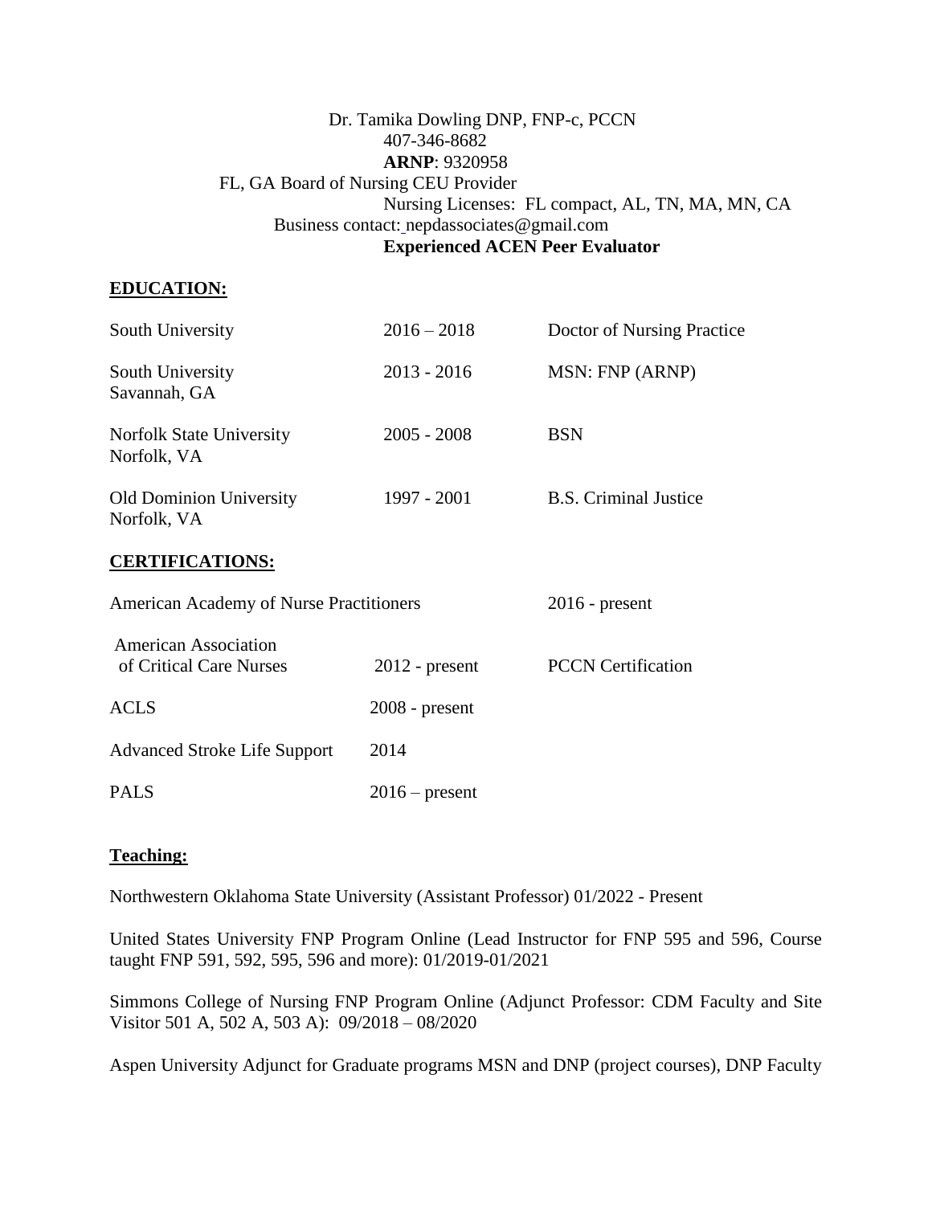Dr. Tamika Dowling DNP, FNP-c, PCCN
407-346-8682
**ARNP**: 9320958
FL, GA Board of Nursing CEU Provider
Nursing Licenses: FL compact, AL, TN, MA, MN, CA
Business contact: nepdassociates@gmail.com
**Experienced ACEN Peer Evaluator**

## EDUCATION:

| | | |
|---|---|---|
| South University | 2016 – 2018 | Doctor of Nursing Practice |
| South University<br>Savannah, GA | 2013 - 2016 | MSN: FNP (ARNP) |
| Norfolk State University<br>Norfolk, VA | 2005 - 2008 | BSN |
| Old Dominion University<br>Norfolk, VA | 1997 - 2001 | B.S. Criminal Justice |

## CERTIFICATIONS:

| | | |
|---|---|---|
| American Academy of Nurse Practitioners | | 2016 - present |
| American Association of Critical Care Nurses | 2012 - present | PCCN Certification |
| ACLS | 2008 - present | |
| Advanced Stroke Life Support | 2014 | |
| PALS | 2016 – present | |

## Teaching:

Northwestern Oklahoma State University (Assistant Professor) 01/2022 - Present

United States University FNP Program Online (Lead Instructor for FNP 595 and 596, Course taught FNP 591, 592, 595, 596 and more): 01/2019-01/2021

Simmons College of Nursing FNP Program Online (Adjunct Professor: CDM Faculty and Site Visitor 501 A, 502 A, 503 A): 09/2018 – 08/2020

Aspen University Adjunct for Graduate programs MSN and DNP (project courses), DNP Faculty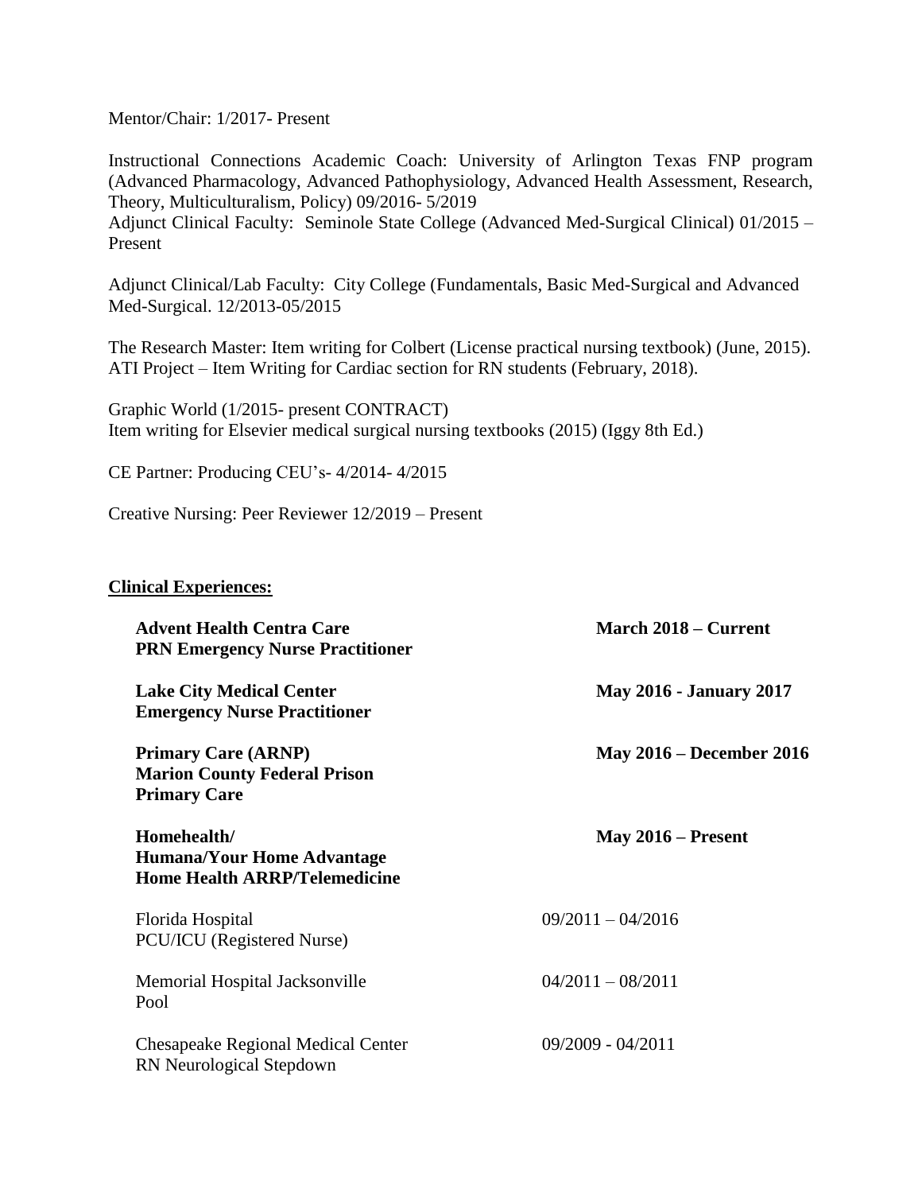Mentor/Chair: 1/2017- Present

Instructional Connections Academic Coach: University of Arlington Texas FNP program (Advanced Pharmacology, Advanced Pathophysiology, Advanced Health Assessment, Research, Theory, Multiculturalism, Policy) 09/2016- 5/2019
Adjunct Clinical Faculty: Seminole State College (Advanced Med-Surgical Clinical) 01/2015 – Present

Adjunct Clinical/Lab Faculty: City College (Fundamentals, Basic Med-Surgical and Advanced Med-Surgical. 12/2013-05/2015

The Research Master: Item writing for Colbert (License practical nursing textbook) (June, 2015).
ATI Project – Item Writing for Cardiac section for RN students (February, 2018).

Graphic World (1/2015- present CONTRACT)
Item writing for Elsevier medical surgical nursing textbooks (2015) (Iggy 8th Ed.)

CE Partner: Producing CEU's- 4/2014- 4/2015

Creative Nursing: Peer Reviewer 12/2019 – Present

**Clinical Experiences:**

**Advent Health Centra Care** — **March 2018 – Current**
**PRN Emergency Nurse Practitioner**

**Lake City Medical Center** — **May 2016 - January 2017**
**Emergency Nurse Practitioner**

**Primary Care (ARNP)** — **May 2016 – December 2016**
**Marion County Federal Prison**
**Primary Care**

**Homehealth/** — **May 2016 – Present**
**Humana/Your Home Advantage**
**Home Health ARRP/Telemedicine**

Florida Hospital — 09/2011 – 04/2016
PCU/ICU (Registered Nurse)

Memorial Hospital Jacksonville — 04/2011 – 08/2011
Pool

Chesapeake Regional Medical Center — 09/2009 - 04/2011
RN Neurological Stepdown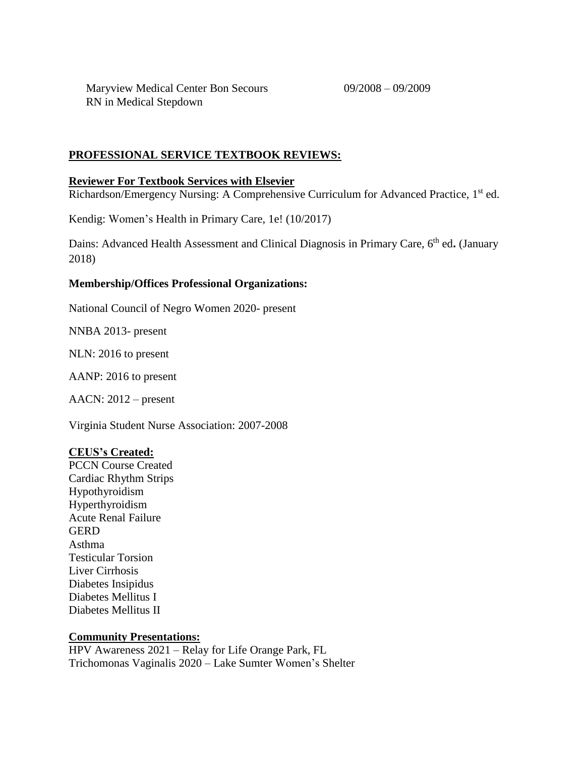Maryview Medical Center Bon Secours 09/2008 – 09/2009
RN in Medical Stepdown

## PROFESSIONAL SERVICE TEXTBOOK REVIEWS:

**Reviewer For Textbook Services with Elsevier**

Richardson/Emergency Nursing: A Comprehensive Curriculum for Advanced Practice, 1st ed.

Kendig: Women's Health in Primary Care, 1e! (10/2017)

Dains: Advanced Health Assessment and Clinical Diagnosis in Primary Care, 6th ed**.** (January 2018)

**Membership/Offices Professional Organizations:**

National Council of Negro Women 2020- present

NNBA 2013- present

NLN: 2016 to present

AANP: 2016 to present

AACN: 2012 – present

Virginia Student Nurse Association: 2007-2008

**CEUS's Created:**

PCCN Course Created
Cardiac Rhythm Strips
Hypothyroidism
Hyperthyroidism
Acute Renal Failure
GERD
Asthma
Testicular Torsion
Liver Cirrhosis
Diabetes Insipidus
Diabetes Mellitus I
Diabetes Mellitus II

**Community Presentations:**

HPV Awareness 2021 – Relay for Life Orange Park, FL
Trichomonas Vaginalis 2020 – Lake Sumter Women's Shelter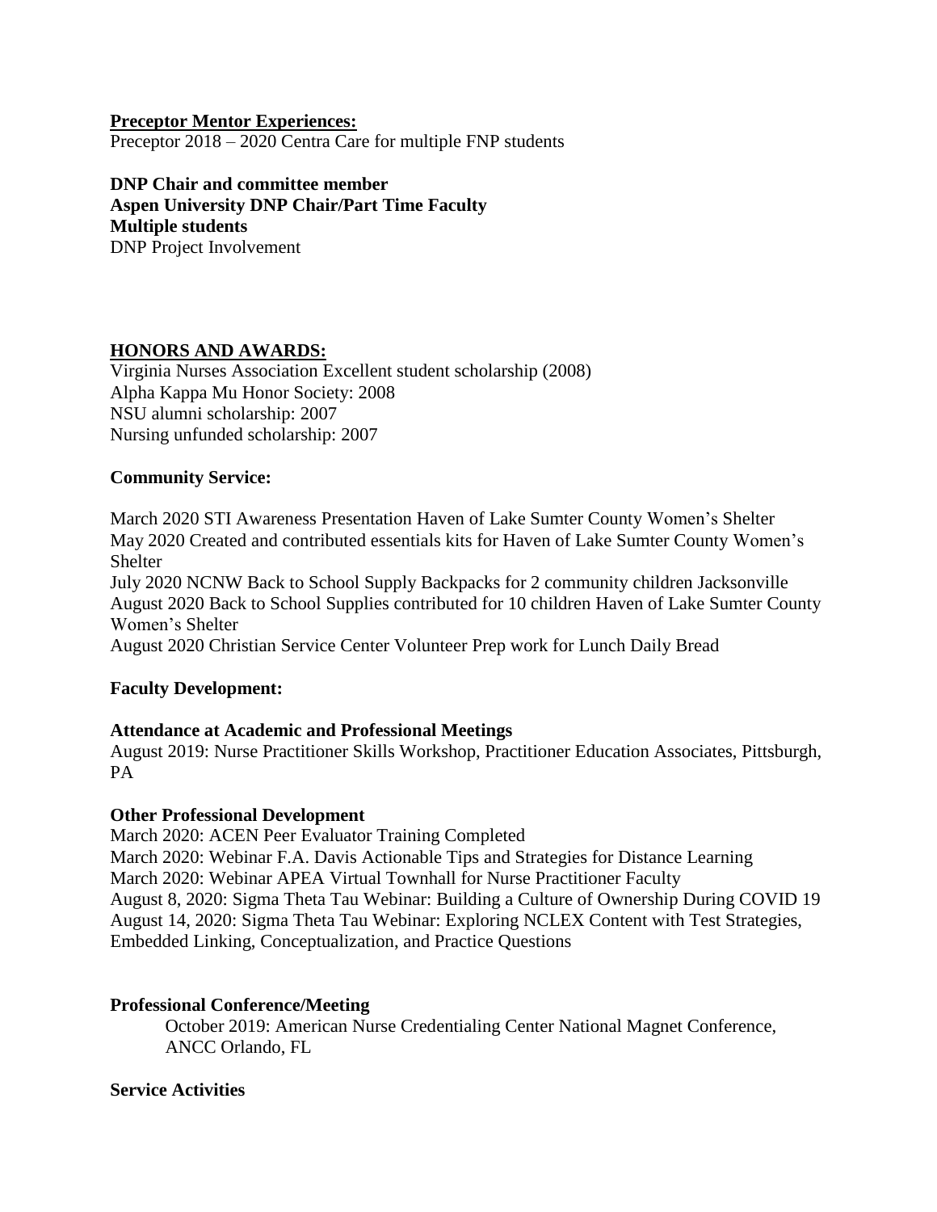**Preceptor Mentor Experiences:**
Preceptor 2018 – 2020 Centra Care for multiple FNP students

**DNP Chair and committee member**
**Aspen University DNP Chair/Part Time Faculty**
**Multiple students**
DNP Project Involvement

## HONORS AND AWARDS:

Virginia Nurses Association Excellent student scholarship (2008)
Alpha Kappa Mu Honor Society: 2008
NSU alumni scholarship: 2007
Nursing unfunded scholarship: 2007

**Community Service:**

March 2020 STI Awareness Presentation Haven of Lake Sumter County Women's Shelter
May 2020 Created and contributed essentials kits for Haven of Lake Sumter County Women's Shelter
July 2020 NCNW Back to School Supply Backpacks for 2 community children Jacksonville
August 2020 Back to School Supplies contributed for 10 children Haven of Lake Sumter County Women's Shelter
August 2020 Christian Service Center Volunteer Prep work for Lunch Daily Bread

**Faculty Development:**

**Attendance at Academic and Professional Meetings**
August 2019: Nurse Practitioner Skills Workshop, Practitioner Education Associates, Pittsburgh, PA

**Other Professional Development**
March 2020: ACEN Peer Evaluator Training Completed
March 2020: Webinar F.A. Davis Actionable Tips and Strategies for Distance Learning
March 2020: Webinar APEA Virtual Townhall for Nurse Practitioner Faculty
August 8, 2020: Sigma Theta Tau Webinar: Building a Culture of Ownership During COVID 19
August 14, 2020: Sigma Theta Tau Webinar: Exploring NCLEX Content with Test Strategies, Embedded Linking, Conceptualization, and Practice Questions

**Professional Conference/Meeting**

October 2019: American Nurse Credentialing Center National Magnet Conference, ANCC Orlando, FL

**Service Activities**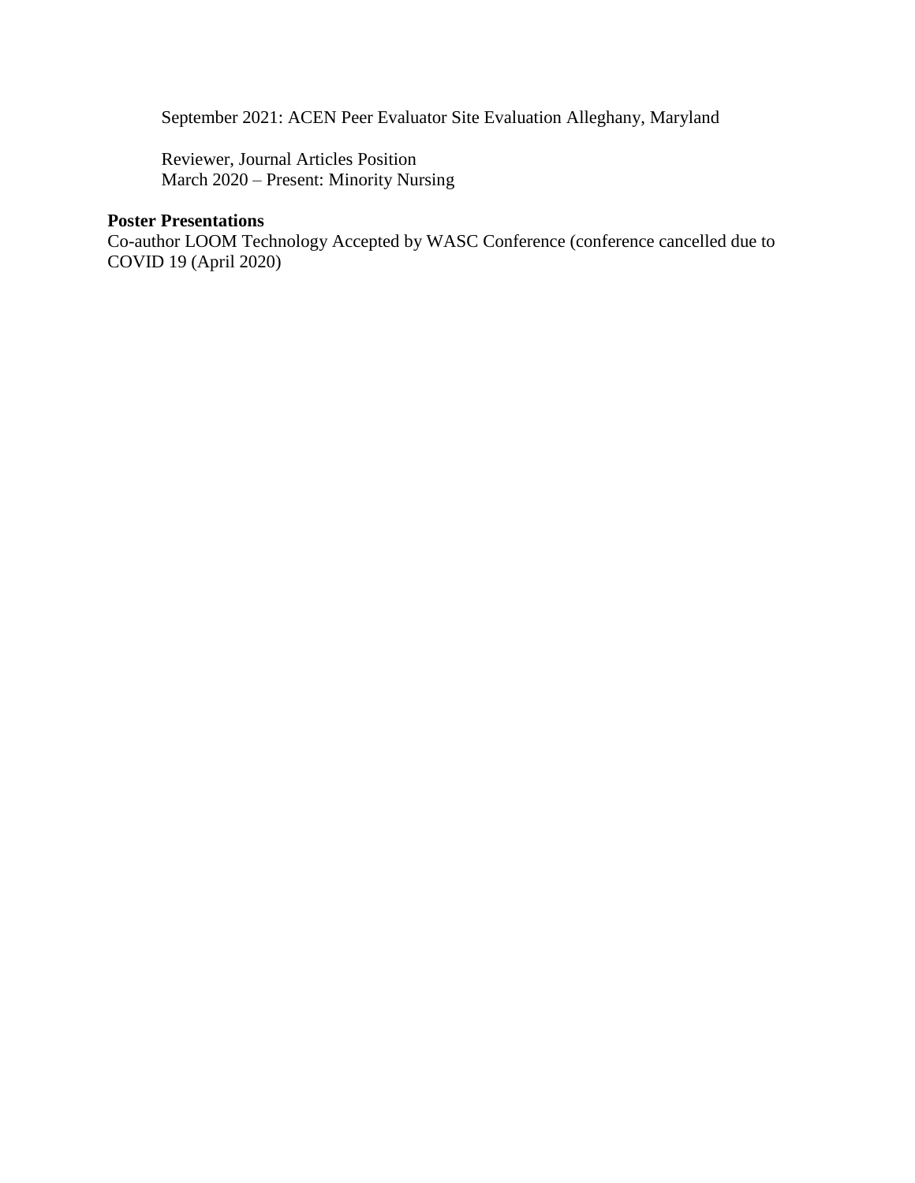September 2021: ACEN Peer Evaluator Site Evaluation Alleghany, Maryland

Reviewer, Journal Articles Position
March 2020 – Present: Minority Nursing

**Poster Presentations**

Co-author LOOM Technology Accepted by WASC Conference (conference cancelled due to COVID 19 (April 2020)